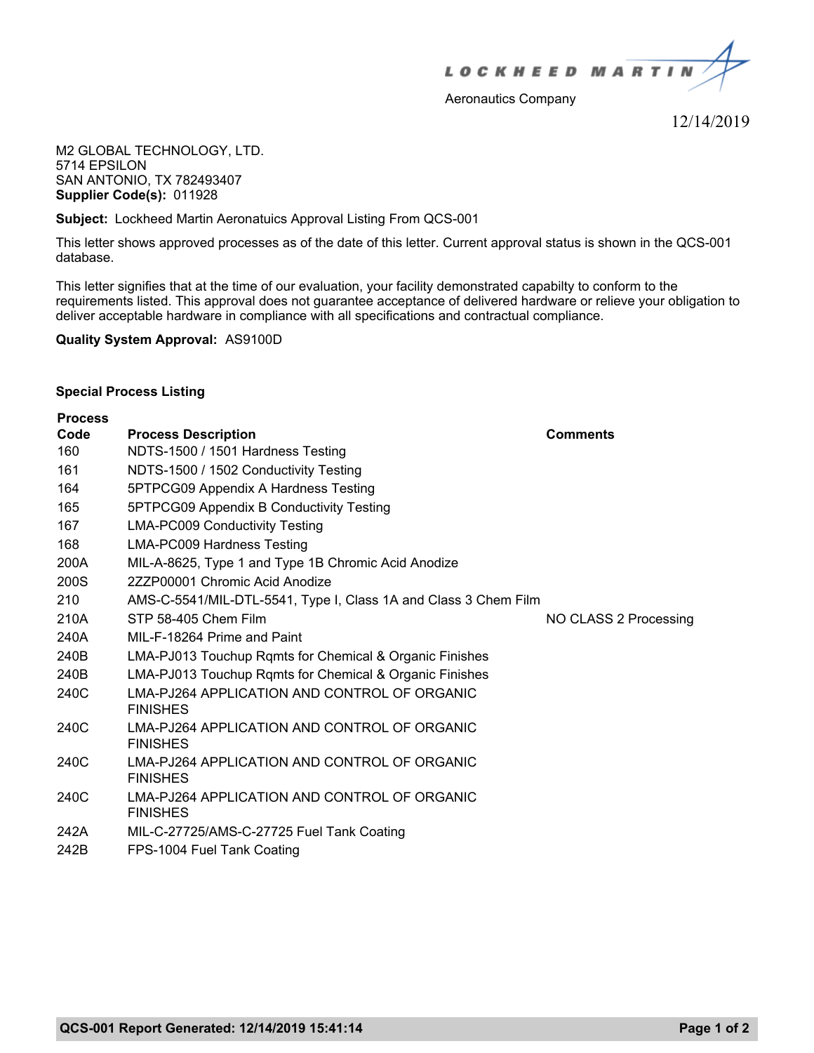**LOCKHEED MARTIN**

Aeronautics Company

12/14/2019

M2 GLOBAL TECHNOLOGY, LTD.
5714 EPSILON
SAN ANTONIO, TX 782493407
**Supplier Code(s):** 011928

**Subject:** Lockheed Martin Aeronatuics Approval Listing From QCS-001

This letter shows approved processes as of the date of this letter. Current approval status is shown in the QCS-001 database.

This letter signifies that at the time of our evaluation, your facility demonstrated capabilty to conform to the requirements listed. This approval does not guarantee acceptance of delivered hardware or relieve your obligation to deliver acceptable hardware in compliance with all specifications and contractual compliance.

**Quality System Approval:** AS9100D

**Special Process Listing**

| Process Code | Process Description | Comments |
|---|---|---|
| 160 | NDTS-1500 / 1501 Hardness Testing | |
| 161 | NDTS-1500 / 1502 Conductivity Testing | |
| 164 | 5PTPCG09 Appendix A Hardness Testing | |
| 165 | 5PTPCG09 Appendix B Conductivity Testing | |
| 167 | LMA-PC009 Conductivity Testing | |
| 168 | LMA-PC009 Hardness Testing | |
| 200A | MIL-A-8625, Type 1 and Type 1B Chromic Acid Anodize | |
| 200S | 2ZZP00001 Chromic Acid Anodize | |
| 210 | AMS-C-5541/MIL-DTL-5541, Type I, Class 1A and Class 3 Chem Film | |
| 210A | STP 58-405 Chem Film | NO CLASS 2 Processing |
| 240A | MIL-F-18264 Prime and Paint | |
| 240B | LMA-PJ013 Touchup Rqmts for Chemical & Organic Finishes | |
| 240B | LMA-PJ013 Touchup Rqmts for Chemical & Organic Finishes | |
| 240C | LMA-PJ264 APPLICATION AND CONTROL OF ORGANIC FINISHES | |
| 240C | LMA-PJ264 APPLICATION AND CONTROL OF ORGANIC FINISHES | |
| 240C | LMA-PJ264 APPLICATION AND CONTROL OF ORGANIC FINISHES | |
| 240C | LMA-PJ264 APPLICATION AND CONTROL OF ORGANIC FINISHES | |
| 242A | MIL-C-27725/AMS-C-27725 Fuel Tank Coating | |
| 242B | FPS-1004 Fuel Tank Coating | |

**QCS-001 Report Generated: 12/14/2019 15:41:14**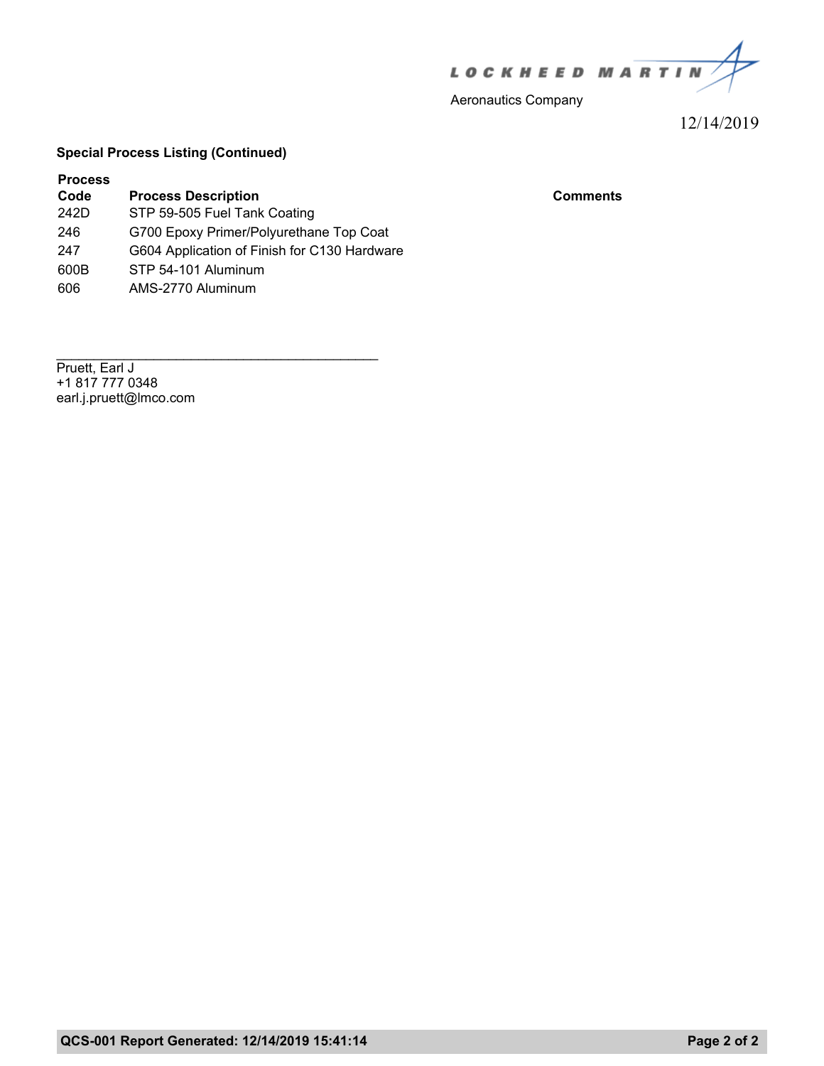LOCKHEED MARTIN

Aeronautics Company

12/14/2019

**Special Process Listing (Continued)**

| Process Code | Process Description | Comments |
|---|---|---|
| 242D | STP 59-505 Fuel Tank Coating | |
| 246 | G700 Epoxy Primer/Polyurethane Top Coat | |
| 247 | G604 Application of Finish for C130 Hardware | |
| 600B | STP 54-101 Aluminum | |
| 606 | AMS-2770 Aluminum | |

___________________________________________

Pruett, Earl J
+1 817 777 0348
earl.j.pruett@lmco.com

**QCS-001 Report Generated: 12/14/2019 15:41:14**